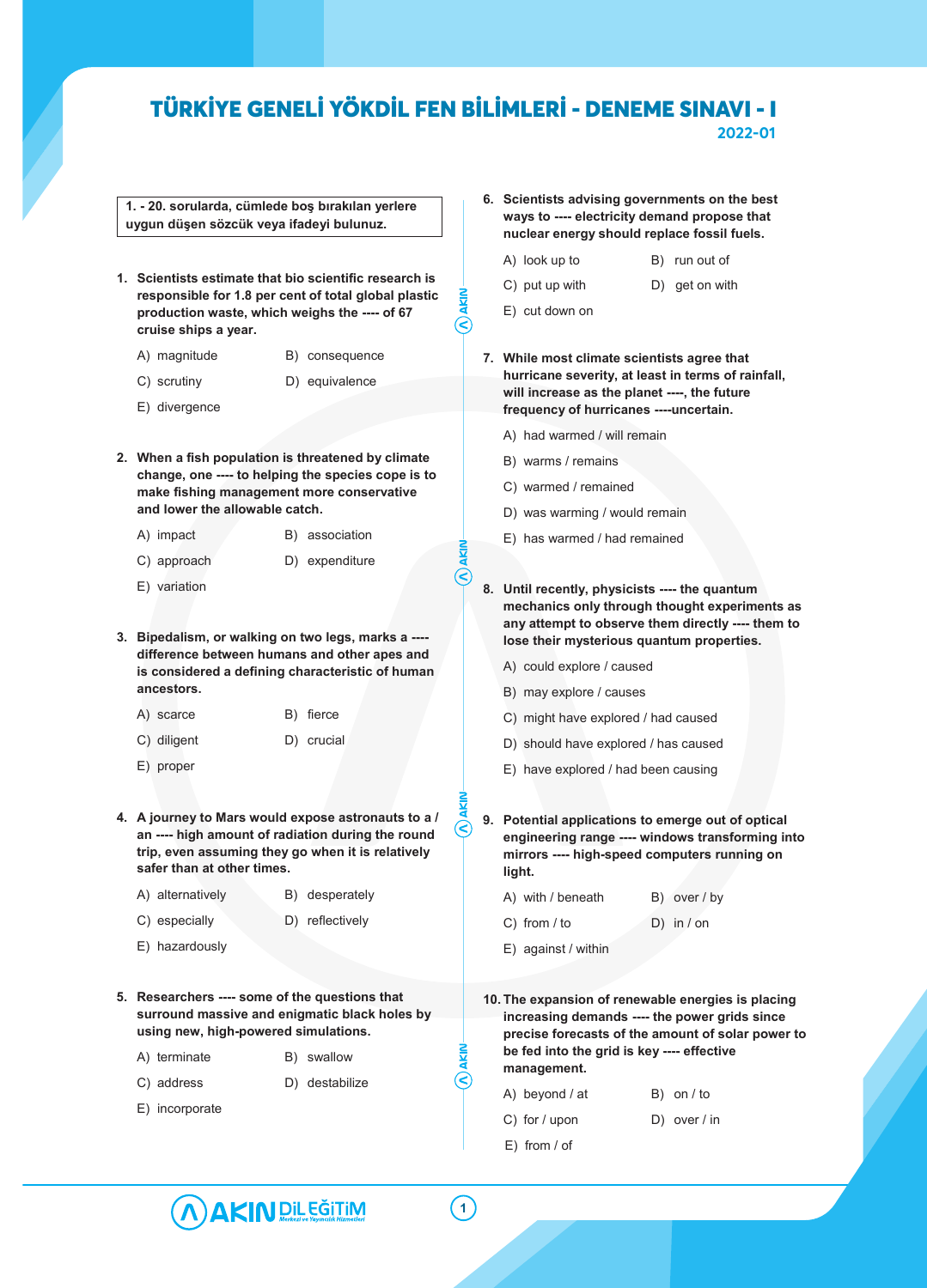# TÜRKİYE GENELİ YÖKDİL FEN BİLİMLERİ - DENEME SINAVI - I

**2022-01**

**1. - 20. sorularda, cümlede boş bırakılan yerlere uygun düşen sözcük veya ifadeyi bulunuz.**

**1. Scientists estimate that bio scientific research is responsible for 1.8 per cent of total global plastic production waste, which weighs the ---- of 67 cruise ships a year.**

A) magnitude
B) consequence
C) scrutiny
D) equivalence
E) divergence

**2. When a fish population is threatened by climate change, one ---- to helping the species cope is to make fishing management more conservative and lower the allowable catch.**

A) impact
B) association
C) approach
D) expenditure
E) variation

**3. Bipedalism, or walking on two legs, marks a ---- difference between humans and other apes and is considered a defining characteristic of human ancestors.**

A) scarce
B) fierce
C) diligent
D) crucial
E) proper

**4. A journey to Mars would expose astronauts to a / an ---- high amount of radiation during the round trip, even assuming they go when it is relatively safer than at other times.**

A) alternatively
B) desperately
C) especially
D) reflectively
E) hazardously

**5. Researchers ---- some of the questions that surround massive and enigmatic black holes by using new, high-powered simulations.**

A) terminate
B) swallow
C) address
D) destabilize
E) incorporate

**6. Scientists advising governments on the best ways to ---- electricity demand propose that nuclear energy should replace fossil fuels.**

A) look up to
B) run out of
C) put up with
D) get on with
E) cut down on

**7. While most climate scientists agree that hurricane severity, at least in terms of rainfall, will increase as the planet ----, the future frequency of hurricanes ----uncertain.**

A) had warmed / will remain
B) warms / remains
C) warmed / remained
D) was warming / would remain
E) has warmed / had remained

**8. Until recently, physicists ---- the quantum mechanics only through thought experiments as any attempt to observe them directly ---- them to lose their mysterious quantum properties.**

A) could explore / caused
B) may explore / causes
C) might have explored / had caused
D) should have explored / has caused
E) have explored / had been causing

**9. Potential applications to emerge out of optical engineering range ---- windows transforming into mirrors ---- high-speed computers running on light.**

A) with / beneath
B) over / by
C) from / to
D) in / on
E) against / within

**10. The expansion of renewable energies is placing increasing demands ---- the power grids since precise forecasts of the amount of solar power to be fed into the grid is key ---- effective management.**

A) beyond / at
B) on / to
C) for / upon
D) over / in
E) from / of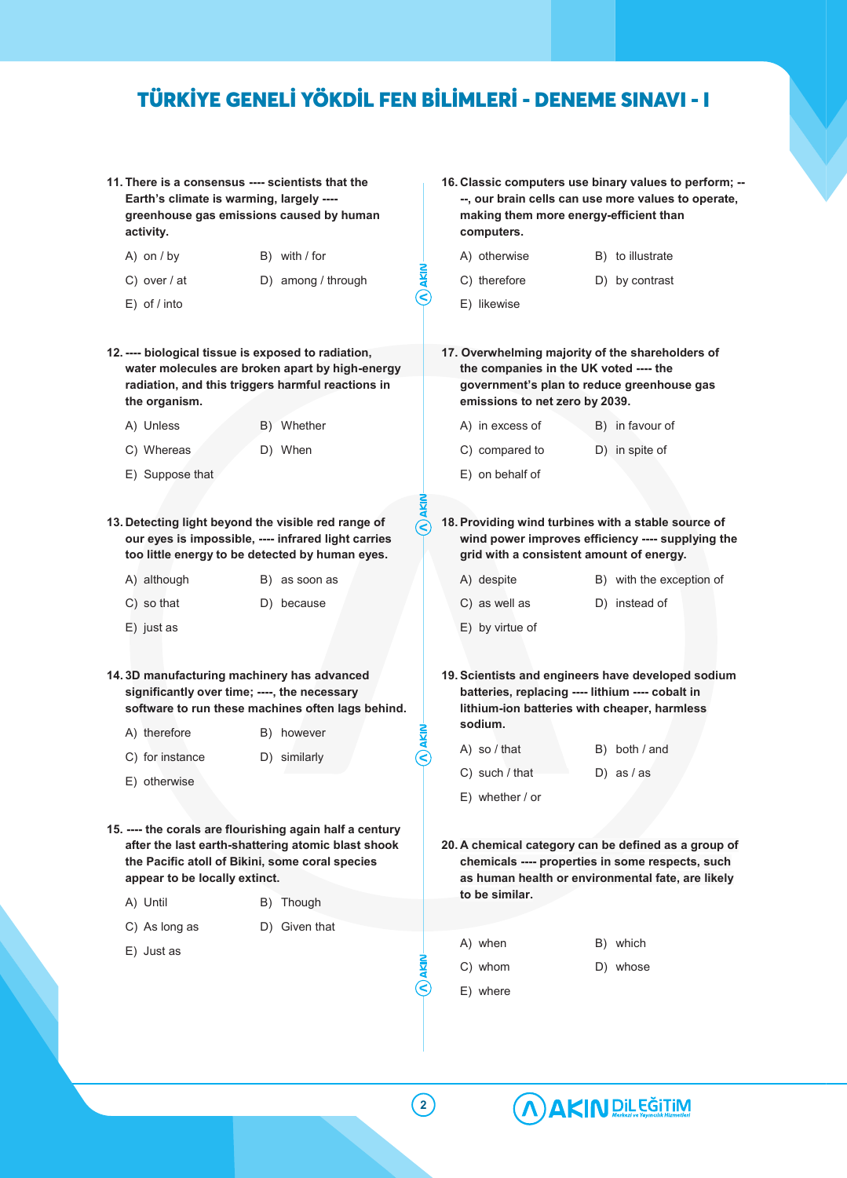# TÜRKİYE GENELİ YÖKDİL FEN BİLİMLERİ - DENEME SINAVI - I

**11. There is a consensus ---- scientists that the Earth's climate is warming, largely ---- greenhouse gas emissions caused by human activity.**

A) on / by
B) with / for
C) over / at
D) among / through
E) of / into

**12. ---- biological tissue is exposed to radiation, water molecules are broken apart by high-energy radiation, and this triggers harmful reactions in the organism.**

A) Unless
B) Whether
C) Whereas
D) When
E) Suppose that

**13. Detecting light beyond the visible red range of our eyes is impossible, ---- infrared light carries too little energy to be detected by human eyes.**

A) although
B) as soon as
C) so that
D) because
E) just as

**14. 3D manufacturing machinery has advanced significantly over time; ----, the necessary software to run these machines often lags behind.**

A) therefore
B) however
C) for instance
D) similarly
E) otherwise

**15. ---- the corals are flourishing again half a century after the last earth-shattering atomic blast shook the Pacific atoll of Bikini, some coral species appear to be locally extinct.**

A) Until
B) Though
C) As long as
D) Given that
E) Just as

**16. Classic computers use binary values to perform; ----, our brain cells can use more values to operate, making them more energy-efficient than computers.**

A) otherwise
B) to illustrate
C) therefore
D) by contrast
E) likewise

**17. Overwhelming majority of the shareholders of the companies in the UK voted ---- the government's plan to reduce greenhouse gas emissions to net zero by 2039.**

A) in excess of
B) in favour of
C) compared to
D) in spite of
E) on behalf of

**18. Providing wind turbines with a stable source of wind power improves efficiency ---- supplying the grid with a consistent amount of energy.**

A) despite
B) with the exception of
C) as well as
D) instead of
E) by virtue of

**19. Scientists and engineers have developed sodium batteries, replacing ---- lithium ---- cobalt in lithium-ion batteries with cheaper, harmless sodium.**

A) so / that
B) both / and
C) such / that
D) as / as
E) whether / or

**20. A chemical category can be defined as a group of chemicals ---- properties in some respects, such as human health or environmental fate, are likely to be similar.**

A) when
B) which
C) whom
D) whose
E) where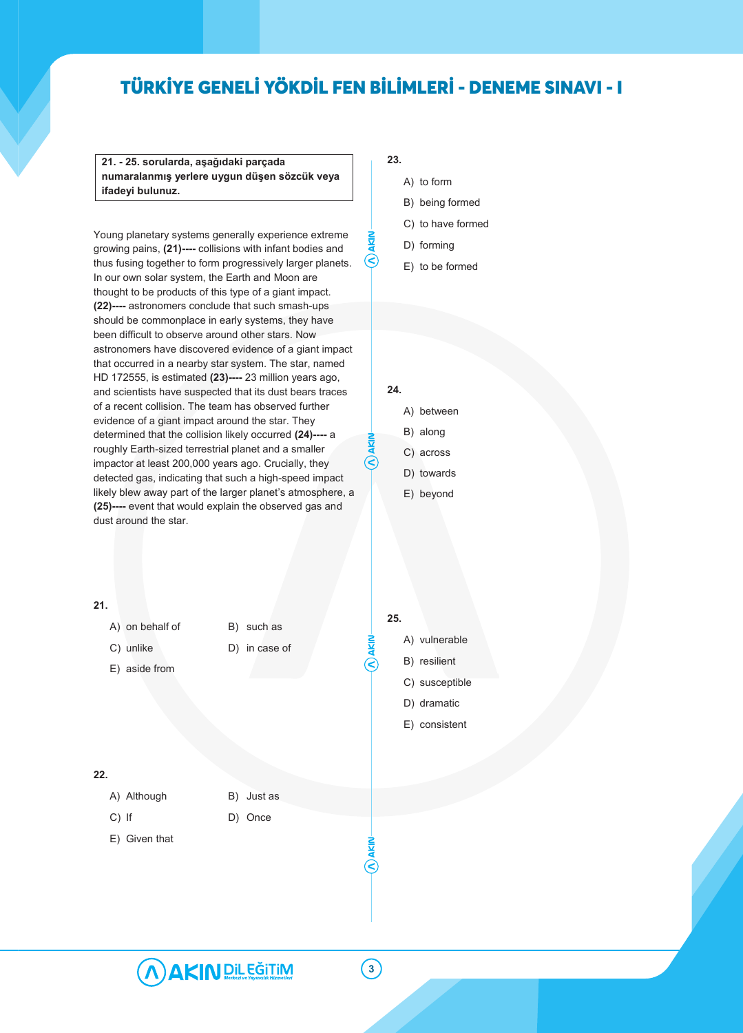**21. - 25. sorularda, aşağıdaki parçada numaralanmış yerlere uygun düşen sözcük veya ifadeyi bulunuz.**

Young planetary systems generally experience extreme growing pains, **(21)----** collisions with infant bodies and thus fusing together to form progressively larger planets. In our own solar system, the Earth and Moon are thought to be products of this type of a giant impact. **(22)----** astronomers conclude that such smash-ups should be commonplace in early systems, they have been difficult to observe around other stars. Now astronomers have discovered evidence of a giant impact that occurred in a nearby star system. The star, named HD 172555, is estimated **(23)----** 23 million years ago, and scientists have suspected that its dust bears traces of a recent collision. The team has observed further evidence of a giant impact around the star. They determined that the collision likely occurred **(24)----** a roughly Earth-sized terrestrial planet and a smaller impactor at least 200,000 years ago. Crucially, they detected gas, indicating that such a high-speed impact likely blew away part of the larger planet's atmosphere, a **(25)----** event that would explain the observed gas and dust around the star.

**21.**

A) on behalf of
B) such as
C) unlike
D) in case of
E) aside from

**22.**

A) Although
B) Just as
C) If
D) Once
E) Given that

**23.**

A) to form
B) being formed
C) to have formed
D) forming
E) to be formed

**24.**

A) between
B) along
C) across
D) towards
E) beyond

**25.**

A) vulnerable
B) resilient
C) susceptible
D) dramatic
E) consistent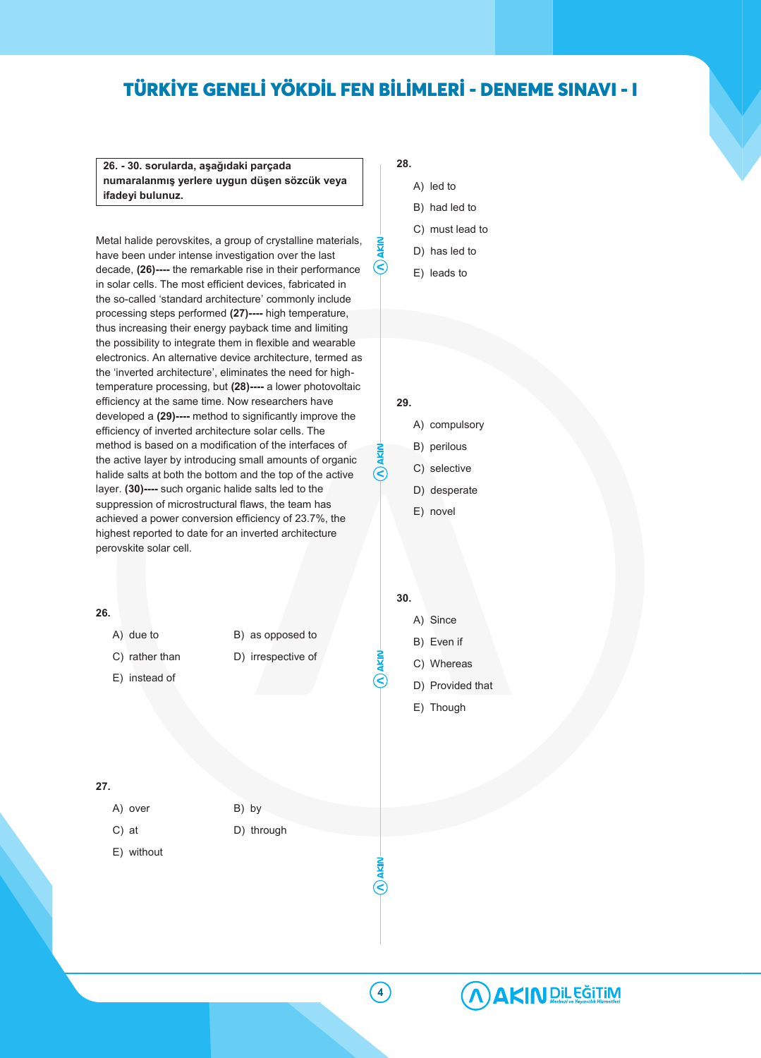**26. - 30. sorularda, aşağıdaki parçada numaralanmış yerlere uygun düşen sözcük veya ifadeyi bulunuz.**

Metal halide perovskites, a group of crystalline materials, have been under intense investigation over the last decade, **(26)----** the remarkable rise in their performance in solar cells. The most efficient devices, fabricated in the so-called 'standard architecture' commonly include processing steps performed **(27)----** high temperature, thus increasing their energy payback time and limiting the possibility to integrate them in flexible and wearable electronics. An alternative device architecture, termed as the 'inverted architecture', eliminates the need for high-temperature processing, but **(28)----** a lower photovoltaic efficiency at the same time. Now researchers have developed a **(29)----** method to significantly improve the efficiency of inverted architecture solar cells. The method is based on a modification of the interfaces of the active layer by introducing small amounts of organic halide salts at both the bottom and the top of the active layer. **(30)----** such organic halide salts led to the suppression of microstructural flaws, the team has achieved a power conversion efficiency of 23.7%, the highest reported to date for an inverted architecture perovskite solar cell.

**26.**

A) due to
B) as opposed to
C) rather than
D) irrespective of
E) instead of

**27.**

A) over
B) by
C) at
D) through
E) without

**28.**

A) led to
B) had led to
C) must lead to
D) has led to
E) leads to

**29.**

A) compulsory
B) perilous
C) selective
D) desperate
E) novel

**30.**

A) Since
B) Even if
C) Whereas
D) Provided that
E) Though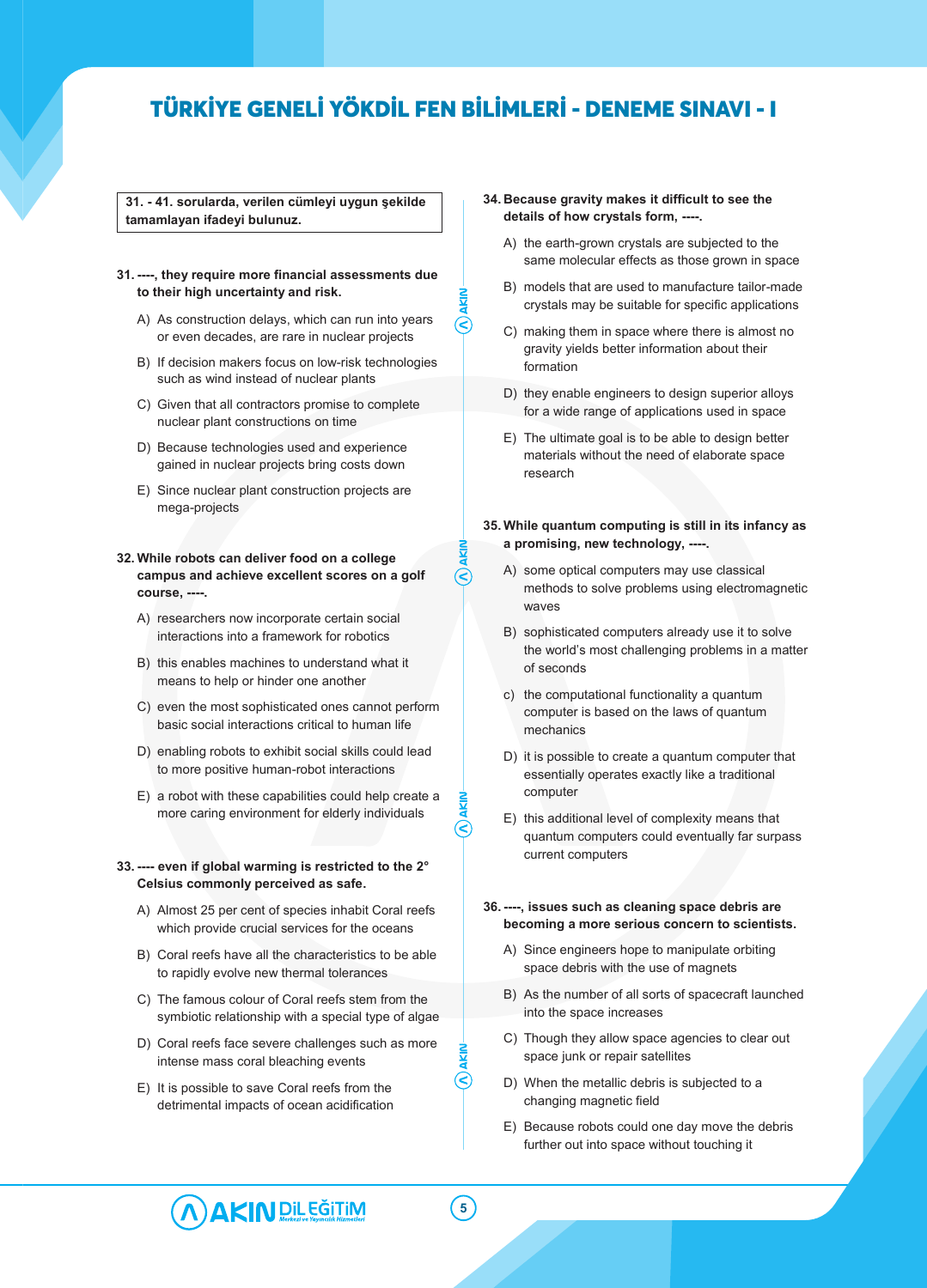**31. - 41. sorularda, verilen cümleyi uygun şekilde tamamlayan ifadeyi bulunuz.**

**31. ----, they require more financial assessments due to their high uncertainty and risk.**

A) As construction delays, which can run into years or even decades, are rare in nuclear projects

B) If decision makers focus on low-risk technologies such as wind instead of nuclear plants

C) Given that all contractors promise to complete nuclear plant constructions on time

D) Because technologies used and experience gained in nuclear projects bring costs down

E) Since nuclear plant construction projects are mega-projects

**32. While robots can deliver food on a college campus and achieve excellent scores on a golf course, ----.**

A) researchers now incorporate certain social interactions into a framework for robotics

B) this enables machines to understand what it means to help or hinder one another

C) even the most sophisticated ones cannot perform basic social interactions critical to human life

D) enabling robots to exhibit social skills could lead to more positive human-robot interactions

E) a robot with these capabilities could help create a more caring environment for elderly individuals

**33. ---- even if global warming is restricted to the 2° Celsius commonly perceived as safe.**

A) Almost 25 per cent of species inhabit Coral reefs which provide crucial services for the oceans

B) Coral reefs have all the characteristics to be able to rapidly evolve new thermal tolerances

C) The famous colour of Coral reefs stem from the symbiotic relationship with a special type of algae

D) Coral reefs face severe challenges such as more intense mass coral bleaching events

E) It is possible to save Coral reefs from the detrimental impacts of ocean acidification

**34. Because gravity makes it difficult to see the details of how crystals form, ----.**

A) the earth-grown crystals are subjected to the same molecular effects as those grown in space

B) models that are used to manufacture tailor-made crystals may be suitable for specific applications

C) making them in space where there is almost no gravity yields better information about their formation

D) they enable engineers to design superior alloys for a wide range of applications used in space

E) The ultimate goal is to be able to design better materials without the need of elaborate space research

**35. While quantum computing is still in its infancy as a promising, new technology, ----.**

A) some optical computers may use classical methods to solve problems using electromagnetic waves

B) sophisticated computers already use it to solve the world's most challenging problems in a matter of seconds

c) the computational functionality a quantum computer is based on the laws of quantum mechanics

D) it is possible to create a quantum computer that essentially operates exactly like a traditional computer

E) this additional level of complexity means that quantum computers could eventually far surpass current computers

**36. ----, issues such as cleaning space debris are becoming a more serious concern to scientists.**

A) Since engineers hope to manipulate orbiting space debris with the use of magnets

B) As the number of all sorts of spacecraft launched into the space increases

C) Though they allow space agencies to clear out space junk or repair satellites

D) When the metallic debris is subjected to a changing magnetic field

E) Because robots could one day move the debris further out into space without touching it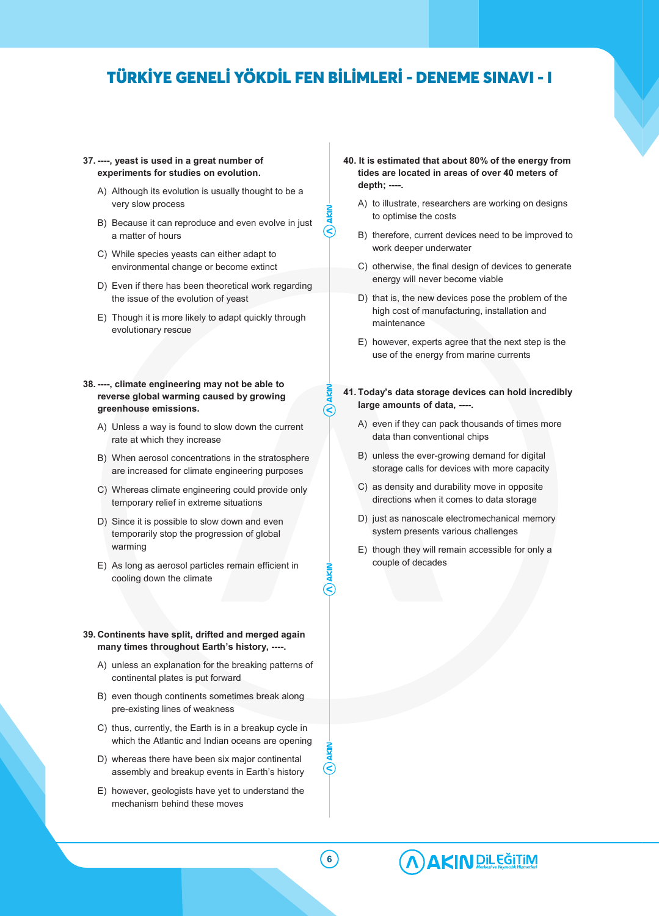**37. ----, yeast is used in a great number of experiments for studies on evolution.**

A) Although its evolution is usually thought to be a very slow process

B) Because it can reproduce and even evolve in just a matter of hours

C) While species yeasts can either adapt to environmental change or become extinct

D) Even if there has been theoretical work regarding the issue of the evolution of yeast

E) Though it is more likely to adapt quickly through evolutionary rescue

**38. ----, climate engineering may not be able to reverse global warming caused by growing greenhouse emissions.**

A) Unless a way is found to slow down the current rate at which they increase

B) When aerosol concentrations in the stratosphere are increased for climate engineering purposes

C) Whereas climate engineering could provide only temporary relief in extreme situations

D) Since it is possible to slow down and even temporarily stop the progression of global warming

E) As long as aerosol particles remain efficient in cooling down the climate

**39. Continents have split, drifted and merged again many times throughout Earth's history, ----.**

A) unless an explanation for the breaking patterns of continental plates is put forward

B) even though continents sometimes break along pre-existing lines of weakness

C) thus, currently, the Earth is in a breakup cycle in which the Atlantic and Indian oceans are opening

D) whereas there have been six major continental assembly and breakup events in Earth's history

E) however, geologists have yet to understand the mechanism behind these moves

**40. It is estimated that about 80% of the energy from tides are located in areas of over 40 meters of depth; ----.**

A) to illustrate, researchers are working on designs to optimise the costs

B) therefore, current devices need to be improved to work deeper underwater

C) otherwise, the final design of devices to generate energy will never become viable

D) that is, the new devices pose the problem of the high cost of manufacturing, installation and maintenance

E) however, experts agree that the next step is the use of the energy from marine currents

**41. Today's data storage devices can hold incredibly large amounts of data, ----.**

A) even if they can pack thousands of times more data than conventional chips

B) unless the ever-growing demand for digital storage calls for devices with more capacity

C) as density and durability move in opposite directions when it comes to data storage

D) just as nanoscale electromechanical memory system presents various challenges

E) though they will remain accessible for only a couple of decades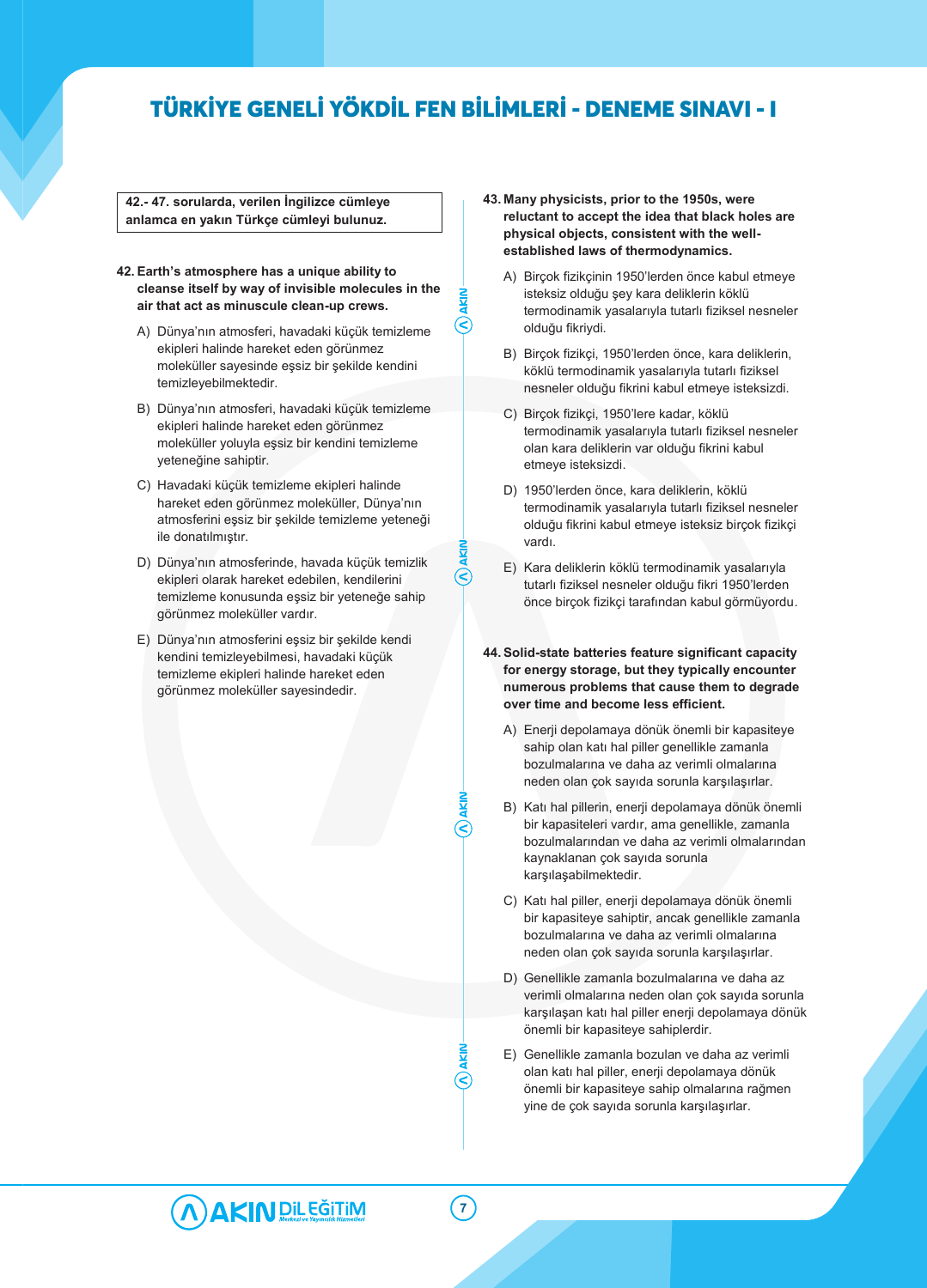**42.- 47. sorularda, verilen İngilizce cümleye anlamca en yakın Türkçe cümleyi bulunuz.**

**42. Earth's atmosphere has a unique ability to cleanse itself by way of invisible molecules in the air that act as minuscule clean-up crews.**

A) Dünya'nın atmosferi, havadaki küçük temizleme ekipleri halinde hareket eden görünmez moleküller sayesinde eşsiz bir şekilde kendini temizleyebilmektedir.

B) Dünya'nın atmosferi, havadaki küçük temizleme ekipleri halinde hareket eden görünmez moleküller yoluyla eşsiz bir kendini temizleme yeteneğine sahiptir.

C) Havadaki küçük temizleme ekipleri halinde hareket eden görünmez moleküller, Dünya'nın atmosferini eşsiz bir şekilde temizleme yeteneği ile donatılmıştır.

D) Dünya'nın atmosferinde, havada küçük temizlik ekipleri olarak hareket edebilen, kendilerini temizleme konusunda eşsiz bir yeteneğe sahip görünmez moleküller vardır.

E) Dünya'nın atmosferini eşsiz bir şekilde kendi kendini temizleyebilmesi, havadaki küçük temizleme ekipleri halinde hareket eden görünmez moleküller sayesindedir.

**43. Many physicists, prior to the 1950s, were reluctant to accept the idea that black holes are physical objects, consistent with the well-established laws of thermodynamics.**

A) Birçok fizikçinin 1950'lerden önce kabul etmeye isteksiz olduğu şey kara deliklerin köklü termodinamik yasalarıyla tutarlı fiziksel nesneler olduğu fikriydi.

B) Birçok fizikçi, 1950'lerden önce, kara deliklerin, köklü termodinamik yasalarıyla tutarlı fiziksel nesneler olduğu fikrini kabul etmeye isteksizdi.

C) Birçok fizikçi, 1950'lere kadar, köklü termodinamik yasalarıyla tutarlı fiziksel nesneler olan kara deliklerin var olduğu fikrini kabul etmeye isteksizdi.

D) 1950'lerden önce, kara deliklerin, köklü termodinamik yasalarıyla tutarlı fiziksel nesneler olduğu fikrini kabul etmeye istekseiz birçok fizikçi vardı.

E) Kara deliklerin köklü termodinamik yasalarıyla tutarlı fiziksel nesneler olduğu fikri 1950'lerden önce birçok fizikçi tarafından kabul görmüyordu.

**44. Solid-state batteries feature significant capacity for energy storage, but they typically encounter numerous problems that cause them to degrade over time and become less efficient.**

A) Enerji depolamaya dönük önemli bir kapasiteye sahip olan katı hal piller genellikle zamanla bozulmalarına ve daha az verimli olmalarına neden olan çok sayıda sorunla karşılaşırlar.

B) Katı hal pillerin, enerji depolamaya dönük önemli bir kapasiteleri vardır, ama genellikle, zamanla bozulmalarından ve daha az verimli olmalarından kaynaklanan çok sayıda sorunla karşılaşabilmektedir.

C) Katı hal piller, enerji depolamaya dönük önemli bir kapasiteye sahiptir, ancak genellikle zamanla bozulmalarına ve daha az verimli olmalarına neden olan çok sayıda sorunla karşılaşırlar.

D) Genellikle zamanla bozulmalarına ve daha az verimli olmalarına neden olan çok sayıda sorunla karşılaşan katı hal piller enerji depolamaya dönük önemli bir kapasiteye sahiplerdir.

E) Genellikle zamanla bozulan ve daha az verimli olan katı hal piller, enerji depolamaya dönük önemli bir kapasiteye sahip olmalarına rağmen yine de çok sayıda sorunla karşılaşırlar.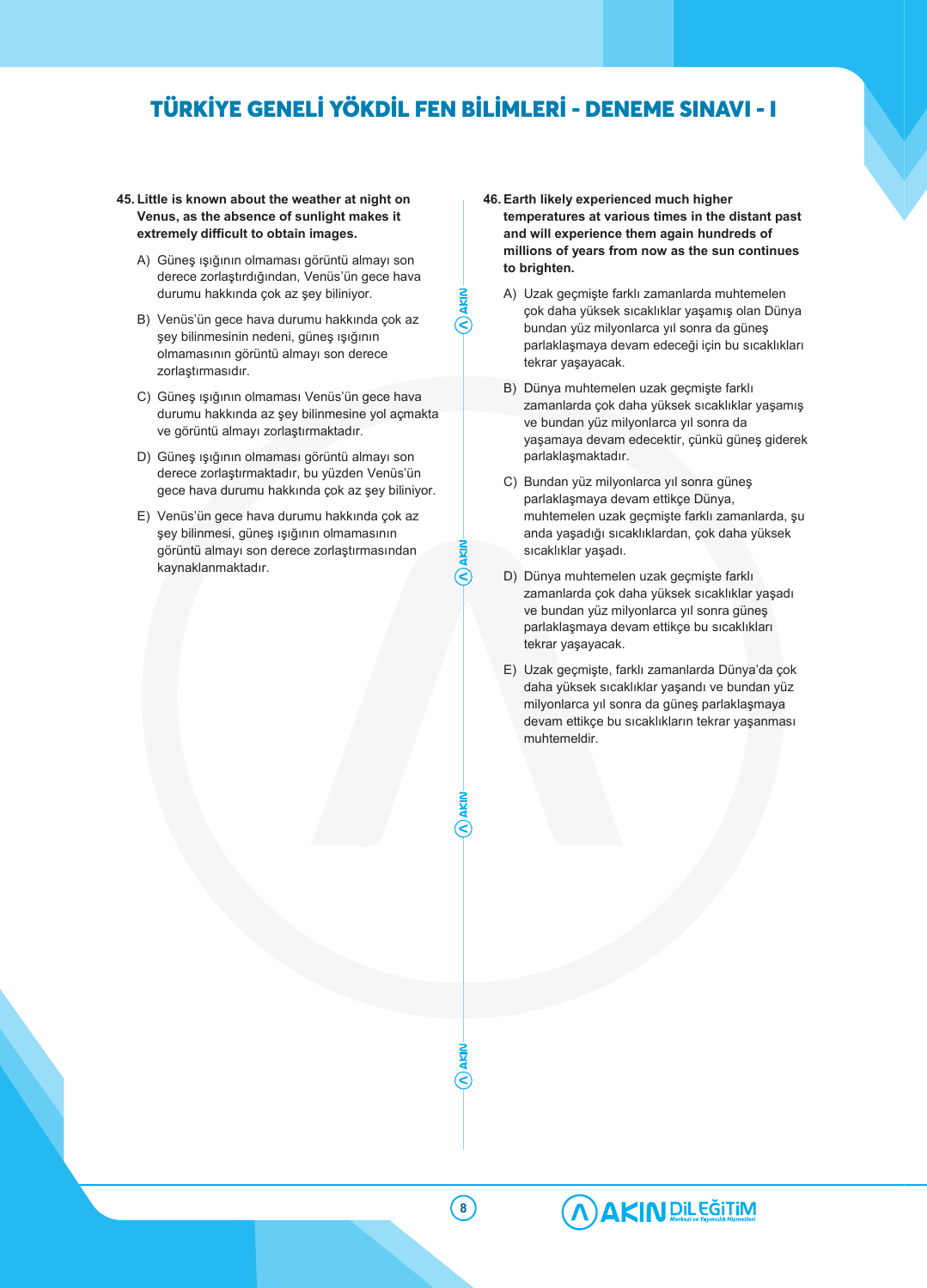**45. Little is known about the weather at night on Venus, as the absence of sunlight makes it extremely difficult to obtain images.**

A) Güneş ışığının olmaması görüntü almayı son derece zorlaştırdığından, Venüs'ün gece hava durumu hakkında çok az şey biliniyor.

B) Venüs'ün gece hava durumu hakkında çok az şey bilinmesinin nedeni, güneş ışığının olmamasının görüntü almayı son derece zorlaştırmasıdır.

C) Güneş ışığının olmaması Venüs'ün gece hava durumu hakkında az şey bilinmesine yol açmakta ve görüntü almayı zorlaştırmaktadır.

D) Güneş ışığının olmaması görüntü almayı son derece zorlaştırmaktadır, bu yüzden Venüs'ün gece hava durumu hakkında çok az şey biliniyor.

E) Venüs'ün gece hava durumu hakkında çok az şey bilinmesi, güneş ışığının olmamasının görüntü almayı son derece zorlaştırmasından kaynaklanmaktadır.

**46. Earth likely experienced much higher temperatures at various times in the distant past and will experience them again hundreds of millions of years from now as the sun continues to brighten.**

A) Uzak geçmişte farklı zamanlarda muhtemelen çok daha yüksek sıcaklıklar yaşamış olan Dünya bundan yüz milyonlarca yıl sonra da güneş parlaklaşmaya devam edeceği için bu sıcaklıkları tekrar yaşayacak.

B) Dünya muhtemelen uzak geçmişte farklı zamanlarda çok daha yüksek sıcaklıklar yaşamış ve bundan yüz milyonlarca yıl sonra da yaşamaya devam edecektir, çünkü güneş giderek parlaklaşmaktadır.

C) Bundan yüz milyonlarca yıl sonra güneş parlaklaşmaya devam ettikçe Dünya, muhtemelen uzak geçmişte farklı zamanlarda, şu anda yaşadığı sıcaklıklardan, çok daha yüksek sıcaklıklar yaşadı.

D) Dünya muhtemelen uzak geçmişte farklı zamanlarda çok daha yüksek sıcaklıklar yaşadı ve bundan yüz milyonlarca yıl sonra güneş parlaklaşmaya devam ettikçe bu sıcaklıkları tekrar yaşayacak.

E) Uzak geçmişte, farklı zamanlarda Dünya'da çok daha yüksek sıcaklıklar yaşandı ve bundan yüz milyonlarca yıl sonra da güneş parlaklaşmaya devam ettikçe bu sıcaklıkların tekrar yaşanması muhtemeldir.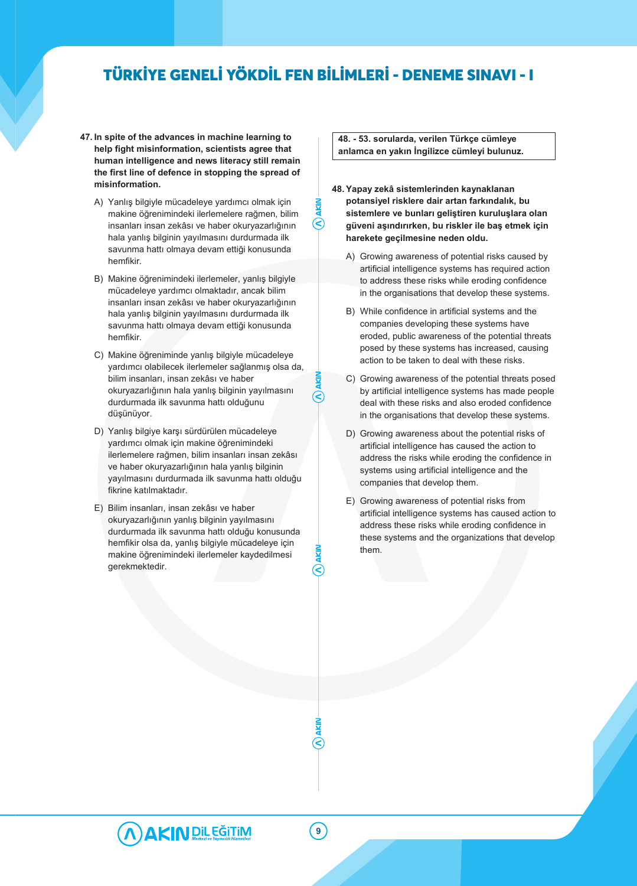**47. In spite of the advances in machine learning to help fight misinformation, scientists agree that human intelligence and news literacy still remain the first line of defence in stopping the spread of misinformation.**

A) Yanlış bilgiyle mücadeleye yardımcı olmak için makine öğrenimindeki ilerlemelere rağmen, bilim insanları insan zekâsı ve haber okuryazarlığının hala yanlış bilginin yayılmasını durdurmada ilk savunma hattı olmaya devam ettiği konusunda hemfikir.

B) Makine öğrenimindeki ilerlemeler, yanlış bilgiyle mücadeleye yardımcı olmaktadır, ancak bilim insanları insan zekâsı ve haber okuryazarlığının hala yanlış bilginin yayılmasını durdurmada ilk savunma hattı olmaya devam ettiği konusunda hemfikir.

C) Makine öğreniminde yanlış bilgiyle mücadeleye yardımcı olabilecek ilerlemeler sağlanmış olsa da, bilim insanları, insan zekâsı ve haber okuryazarlığının hala yanlış bilginin yayılmasını durdurmada ilk savunma hattı olduğunu düşünüyor.

D) Yanlış bilgiye karşı sürdürülen mücadeleye yardımcı olmak için makine öğrenimindeki ilerlemelere rağmen, bilim insanları insan zekâsı ve haber okuryazarlığının hala yanlış bilginin yayılmasını durdurmada ilk savunma hattı olduğu fikrine katılmaktadır.

E) Bilim insanları, insan zekâsı ve haber okuryazarlığının yanlış bilginin yayılmasını durdurmada ilk savunma hattı olduğu konusunda hemfikir olsa da, yanlış bilgiyle mücadele için makine öğrenimindeki ilerlemeler kaydedilmesi gerekmektedir.

**48. - 53. sorularda, verilen Türkçe cümleye anlamca en yakın İngilizce cümleyi bulunuz.**

**48. Yapay zekâ sistemlerinden kaynaklanan potansiyel risklere dair artan farkındalık, bu sistemlere ve bunları geliştiren kuruluşlara olan güveni aşındırırken, bu riskler ile baş etmek için harekete geçilmesine neden oldu.**

A) Growing awareness of potential risks caused by artificial intelligence systems has required action to address these risks while eroding confidence in the organisations that develop these systems.

B) While confidence in artificial systems and the companies developing these systems have eroded, public awareness of the potential threats posed by these systems has increased, causing action to be taken to deal with these risks.

C) Growing awareness of the potential threats posed by artificial intelligence systems has made people deal with these risks and also eroded confidence in the organisations that develop these systems.

D) Growing awareness about the potential risks of artificial intelligence has caused the action to address the risks while eroding the confidence in systems using artificial intelligence and the companies that develop them.

E) Growing awareness of potential risks from artificial intelligence systems has caused action to address these risks while eroding confidence in these systems and the organizations that develop them.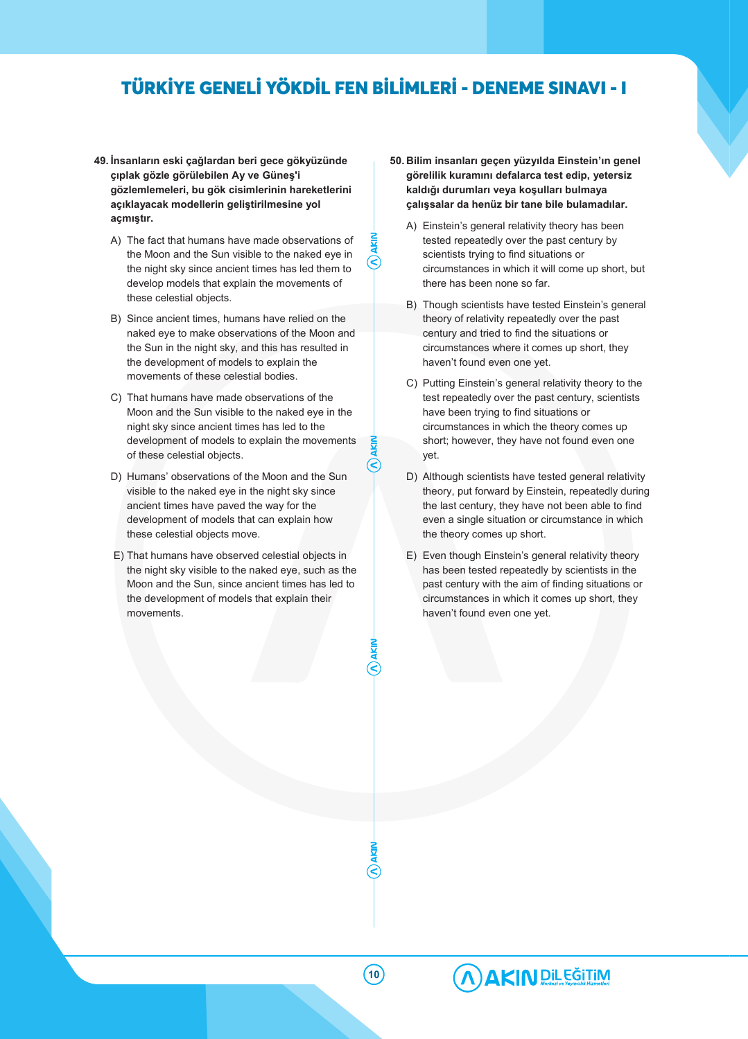**49. İnsanların eski çağlardan beri gece gökyüzünde çıplak gözle görülebilen Ay ve Güneş'i gözlemlemeleri, bu gök cisimlerinin hareketlerini açıklayacak modellerin geliştirilmesine yol açmıştır.**

A) The fact that humans have made observations of the Moon and the Sun visible to the naked eye in the night sky since ancient times has led them to develop models that explain the movements of these celestial objects.

B) Since ancient times, humans have relied on the naked eye to make observations of the Moon and the Sun in the night sky, and this has resulted in the development of models to explain the movements of these celestial bodies.

C) That humans have made observations of the Moon and the Sun visible to the naked eye in the night sky since ancient times has led to the development of models to explain the movements of these celestial objects.

D) Humans' observations of the Moon and the Sun visible to the naked eye in the night sky since ancient times have paved the way for the development of models that can explain how these celestial objects move.

E) That humans have observed celestial objects in the night sky visible to the naked eye, such as the Moon and the Sun, since ancient times has led to the development of models that explain their movements.

**50. Bilim insanları geçen yüzyılda Einstein'ın genel görelilik kuramını defalarca test edip, yetersiz kaldığı durumları veya koşulları bulmaya çalışsalar da henüz bir tane bile bulamadılar.**

A) Einstein's general relativity theory has been tested repeatedly over the past century by scientists trying to find situations or circumstances in which it will come up short, but there has been none so far.

B) Though scientists have tested Einstein's general theory of relativity repeatedly over the past century and tried to find the situations or circumstances where it comes up short, they haven't found even one yet.

C) Putting Einstein's general relativity theory to the test repeatedly over the past century, scientists have been trying to find situations or circumstances in which the theory comes up short; however, they have not found even one yet.

D) Although scientists have tested general relativity theory, put forward by Einstein, repeatedly during the last century, they have not been able to find even a single situation or circumstance in which the theory comes up short.

E) Even though Einstein's general relativity theory has been tested repeatedly by scientists in the past century with the aim of finding situations or circumstances in which it comes up short, they haven't found even one yet.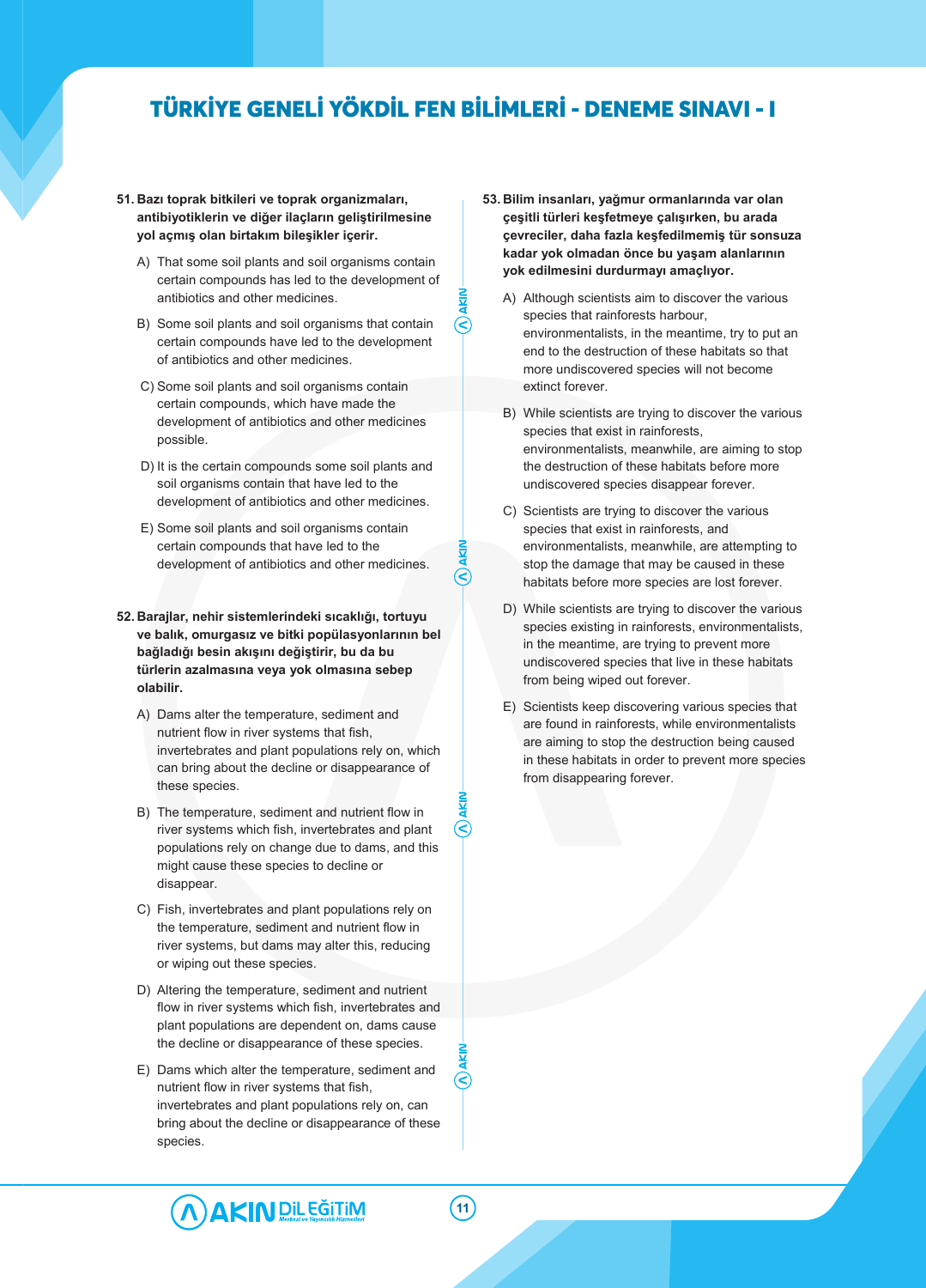# TÜRKİYE GENELİ YÖKDİL FEN BİLİMLERİ - DENEME SINAVI - I

**51. Bazı toprak bitkileri ve toprak organizmaları, antibiyotiklerin ve diğer ilaçların geliştirilmesine yol açmış olan birtakım bileşikler içerir.**

A) That some soil plants and soil organisms contain certain compounds has led to the development of antibiotics and other medicines.

B) Some soil plants and soil organisms that contain certain compounds have led to the development of antibiotics and other medicines.

C) Some soil plants and soil organisms contain certain compounds, which have made the development of antibiotics and other medicines possible.

D) It is the certain compounds some soil plants and soil organisms contain that have led to the development of antibiotics and other medicines.

E) Some soil plants and soil organisms contain certain compounds that have led to the development of antibiotics and other medicines.

**52. Barajlar, nehir sistemlerindeki sıcaklığı, tortuyu ve balık, omurgasız ve bitki popülasyonlarının bel bağladığı besin akışını değiştirir, bu da bu türlerin azalmasına veya yok olmasına sebep olabilir.**

A) Dams alter the temperature, sediment and nutrient flow in river systems that fish, invertebrates and plant populations rely on, which can bring about the decline or disappearance of these species.

B) The temperature, sediment and nutrient flow in river systems which fish, invertebrates and plant populations rely on change due to dams, and this might cause these species to decline or disappear.

C) Fish, invertebrates and plant populations rely on the temperature, sediment and nutrient flow in river systems, but dams may alter this, reducing or wiping out these species.

D) Altering the temperature, sediment and nutrient flow in river systems which fish, invertebrates and plant populations are dependent on, dams cause the decline or disappearance of these species.

E) Dams which alter the temperature, sediment and nutrient flow in river systems that fish, invertebrates and plant populations rely on, can bring about the decline or disappearance of these species.

**53. Bilim insanları, yağmur ormanlarında var olan çeşitli türleri keşfetmeye çalışırken, bu arada çevreciler, daha fazla keşfedilmemiş tür sonsuza kadar yok olmadan önce bu yaşam alanlarının yok edilmesini durdurmayı amaçlıyor.**

A) Although scientists aim to discover the various species that rainforests harbour, environmentalists, in the meantime, try to put an end to the destruction of these habitats so that more undiscovered species will not become extinct forever.

B) While scientists are trying to discover the various species that exist in rainforests, environmentalists, meanwhile, are aiming to stop the destruction of these habitats before more undiscovered species disappear forever.

C) Scientists are trying to discover the various species that exist in rainforests, and environmentalists, meanwhile, are attempting to stop the damage that may be caused in these habitats before more species are lost forever.

D) While scientists are trying to discover the various species existing in rainforests, environmentalists, in the meantime, are trying to prevent more undiscovered species that live in these habitats from being wiped out forever.

E) Scientists keep discovering various species that are found in rainforests, while environmentalists are aiming to stop the destruction being caused in these habitats in order to prevent more species from disappearing forever.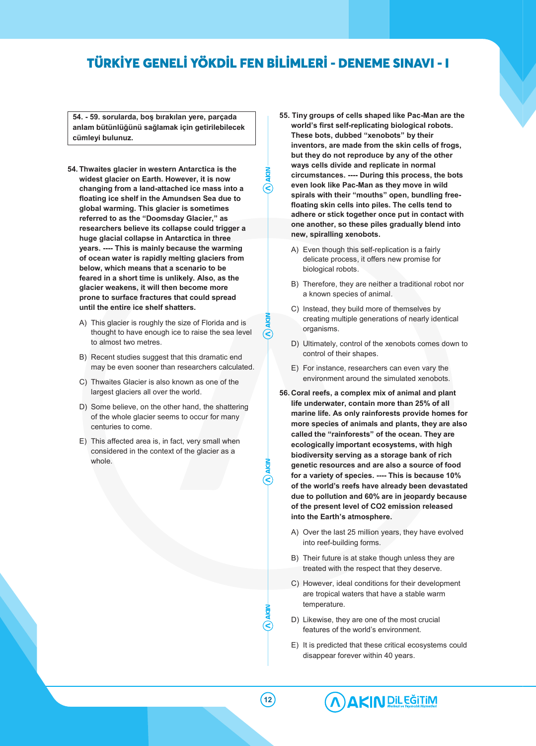**54. - 59. sorularda, boş bırakılan yere, parçada anlam bütünlüğünü sağlamak için getirilebilecek cümleyi bulunuz.**

**54.** **Thwaites glacier in western Antarctica is the widest glacier on Earth. However, it is now changing from a land-attached ice mass into a floating ice shelf in the Amundsen Sea due to global warming. This glacier is sometimes referred to as the "Doomsday Glacier," as researchers believe its collapse could trigger a huge glacial collapse in Antarctica in three years. ---- This is mainly because the warming of ocean water is rapidly melting glaciers from below, which means that a scenario to be feared in a short time is unlikely. Also, as the glacier weakens, it will then become more prone to surface fractures that could spread until the entire ice shelf shatters.**

A) This glacier is roughly the size of Florida and is thought to have enough ice to raise the sea level to almost two metres.

B) Recent studies suggest that this dramatic end may be even sooner than researchers calculated.

C) Thwaites Glacier is also known as one of the largest glaciers all over the world.

D) Some believe, on the other hand, the shattering of the whole glacier seems to occur for many centuries to come.

E) This affected area is, in fact, very small when considered in the context of the glacier as a whole.

**55.** **Tiny groups of cells shaped like Pac-Man are the world's first self-replicating biological robots. These bots, dubbed "xenobots" by their inventors, are made from the skin cells of frogs, but they do not reproduce by any of the other ways cells divide and replicate in normal circumstances. ---- During this process, the bots even look like Pac-Man as they move in wild spirals with their "mouths" open, bundling free-floating skin cells into piles. The cells tend to adhere or stick together once put in contact with one another, so these piles gradually blend into new, spiralling xenobots.**

A) Even though this self-replication is a fairly delicate process, it offers new promise for biological robots.

B) Therefore, they are neither a traditional robot nor a known species of animal.

C) Instead, they build more of themselves by creating multiple generations of nearly identical organisms.

D) Ultimately, control of the xenobots comes down to control of their shapes.

E) For instance, researchers can even vary the environment around the simulated xenobots.

**56.** **Coral reefs, a complex mix of animal and plant life underwater, contain more than 25% of all marine life. As only rainforests provide homes for more species of animals and plants, they are also called the "rainforests" of the ocean. They are ecologically important ecosystems, with high biodiversity serving as a storage bank of rich genetic resources and are also a source of food for a variety of species. ---- This is because 10% of the world's reefs have already been devastated due to pollution and 60% are in jeopardy because of the present level of $CO_2$ emission released into the Earth's atmosphere.**

A) Over the last 25 million years, they have evolved into reef-building forms.

B) Their future is at stake though unless they are treated with the respect that they deserve.

C) However, ideal conditions for their development are tropical waters that have a stable warm temperature.

D) Likewise, they are one of the most crucial features of the world's environment.

E) It is predicted that these critical ecosystems could disappear forever within 40 years.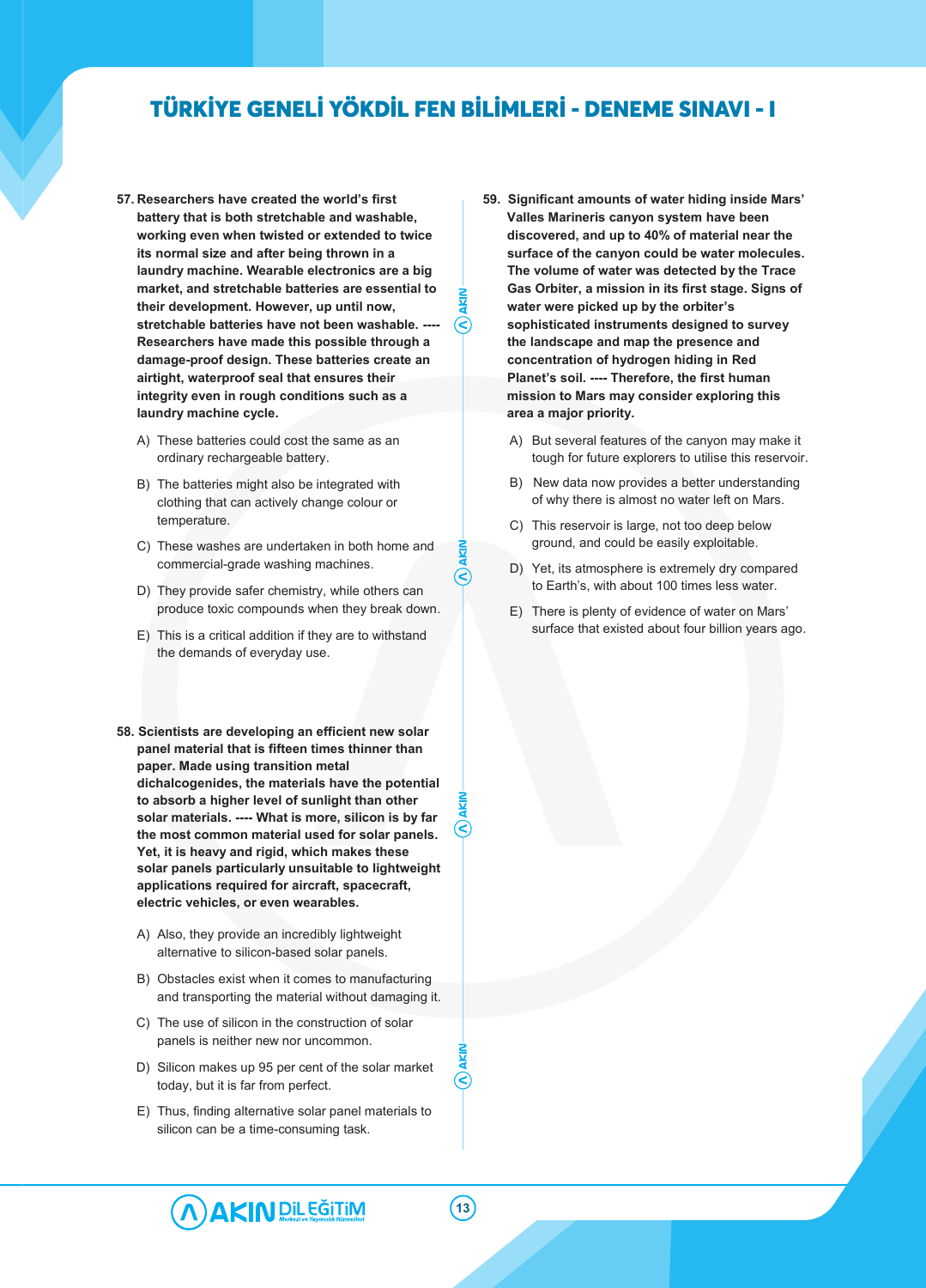**57. Researchers have created the world's first battery that is both stretchable and washable, working even when twisted or extended to twice its normal size and after being thrown in a laundry machine. Wearable electronics are a big market, and stretchable batteries are essential to their development. However, up until now, stretchable batteries have not been washable. ---- Researchers have made this possible through a damage-proof design. These batteries create an airtight, waterproof seal that ensures their integrity even in rough conditions such as a laundry machine cycle.**

A) These batteries could cost the same as an ordinary rechargeable battery.

B) The batteries might also be integrated with clothing that can actively change colour or temperature.

C) These washes are undertaken in both home and commercial-grade washing machines.

D) They provide safer chemistry, while others can produce toxic compounds when they break down.

E) This is a critical addition if they are to withstand the demands of everyday use.

**58. Scientists are developing an efficient new solar panel material that is fifteen times thinner than paper. Made using transition metal dichalcogenides, the materials have the potential to absorb a higher level of sunlight than other solar materials. ---- What is more, silicon is by far the most common material used for solar panels. Yet, it is heavy and rigid, which makes these solar panels particularly unsuitable to lightweight applications required for aircraft, spacecraft, electric vehicles, or even wearables.**

A) Also, they provide an incredibly lightweight alternative to silicon-based solar panels.

B) Obstacles exist when it comes to manufacturing and transporting the material without damaging it.

C) The use of silicon in the construction of solar panels is neither new nor uncommon.

D) Silicon makes up 95 per cent of the solar market today, but it is far from perfect.

E) Thus, finding alternative solar panel materials to silicon can be a time-consuming task.

**59. Significant amounts of water hiding inside Mars' Valles Marineris canyon system have been discovered, and up to 40% of material near the surface of the canyon could be water molecules. The volume of water was detected by the Trace Gas Orbiter, a mission in its first stage. Signs of water were picked up by the orbiter's sophisticated instruments designed to survey the landscape and map the presence and concentration of hydrogen hiding in Red Planet's soil. ---- Therefore, the first human mission to Mars may consider exploring this area a major priority.**

A) But several features of the canyon may make it tough for future explorers to utilise this reservoir.

B) New data now provides a better understanding of why there is almost no water left on Mars.

C) This reservoir is large, not too deep below ground, and could be easily exploitable.

D) Yet, its atmosphere is extremely dry compared to Earth's, with about 100 times less water.

E) There is plenty of evidence of water on Mars' surface that existed about four billion years ago.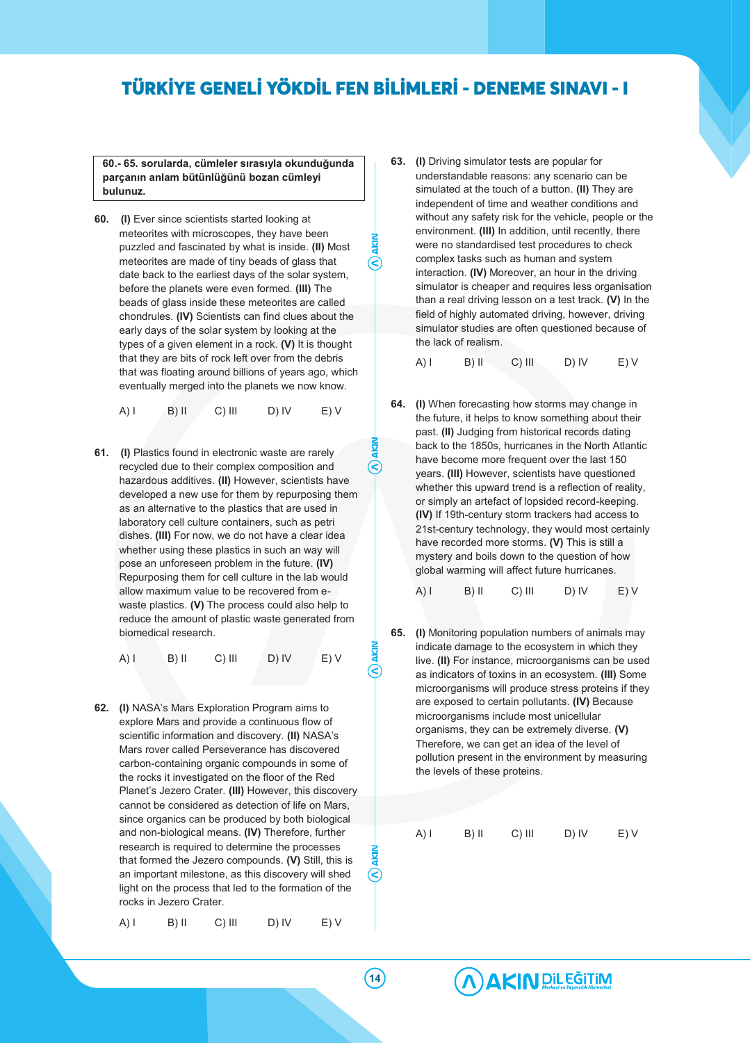# TÜRKİYE GENELİ YÖKDİL FEN BİLİMLERİ - DENEME SINAVI - I

**60.- 65. sorularda, cümleler sırasıyla okunduğunda parçanın anlam bütünlüğünü bozan cümleyi bulunuz.**

**60.** **(I)** Ever since scientists started looking at meteorites with microscopes, they have been puzzled and fascinated by what is inside. **(II)** Most meteorites are made of tiny beads of glass that date back to the earliest days of the solar system, before the planets were even formed. **(III)** The beads of glass inside these meteorites are called chondrules. **(IV)** Scientists can find clues about the early days of the solar system by looking at the types of a given element in a rock. **(V)** It is thought that they are bits of rock left over from the debris that was floating around billions of years ago, which eventually merged into the planets we now know.

A) I B) II C) III D) IV E) V

**61.** **(I)** Plastics found in electronic waste are rarely recycled due to their complex composition and hazardous additives. **(II)** However, scientists have developed a new use for them by repurposing them as an alternative to the plastics that are used in laboratory cell culture containers, such as petri dishes. **(III)** For now, we do not have a clear idea whether using these plastics in such an way will pose an unforeseen problem in the future. **(IV)** Repurposing them for cell culture in the lab would allow maximum value to be recovered from e-waste plastics. **(V)** The process could also help to reduce the amount of plastic waste generated from biomedical research.

A) I B) II C) III D) IV E) V

**62.** **(I)** NASA's Mars Exploration Program aims to explore Mars and provide a continuous flow of scientific information and discovery. **(II)** NASA's Mars rover called Perseverance has discovered carbon-containing organic compounds in some of the rocks it investigated on the floor of the Red Planet's Jezero Crater. **(III)** However, this discovery cannot be considered as detection of life on Mars, since organics can be produced by both biological and non-biological means. **(IV)** Therefore, further research is required to determine the processes that formed the Jezero compounds. **(V)** Still, this is an important milestone, as this discovery will shed light on the process that led to the formation of the rocks in Jezero Crater.

A) I B) II C) III D) IV E) V

**63.** **(I)** Driving simulator tests are popular for understandable reasons: any scenario can be simulated at the touch of a button. **(II)** They are independent of time and weather conditions and without any safety risk for the vehicle, people or the environment. **(III)** In addition, until recently, there were no standardised test procedures to check complex tasks such as human and system interaction. **(IV)** Moreover, an hour in the driving simulator is cheaper and requires less organisation than a real driving lesson on a test track. **(V)** In the field of highly automated driving, however, driving simulator studies are often questioned because of the lack of realism.

A) I B) II C) III D) IV E) V

**64.** **(I)** When forecasting how storms may change in the future, it helps to know something about their past. **(II)** Judging from historical records dating back to the 1850s, hurricanes in the North Atlantic have become more frequent over the last 150 years. **(III)** However, scientists have questioned whether this upward trend is a reflection of reality, or simply an artefact of lopsided record-keeping. **(IV)** If 19th-century storm trackers had access to 21st-century technology, they would most certainly have recorded more storms. **(V)** This is still a mystery and boils down to the question of how global warming will affect future hurricanes.

A) I B) II C) III D) IV E) V

**65.** **(I)** Monitoring population numbers of animals may indicate damage to the ecosystem in which they live. **(II)** For instance, microorganisms can be used as indicators of toxins in an ecosystem. **(III)** Some microorganisms will produce stress proteins if they are exposed to certain pollutants. **(IV)** Because microorganisms include most unicellular organisms, they can be extremely diverse. **(V)** Therefore, we can get an idea of the level of pollution present in the environment by measuring the levels of these proteins.

A) I B) II C) III D) IV E) V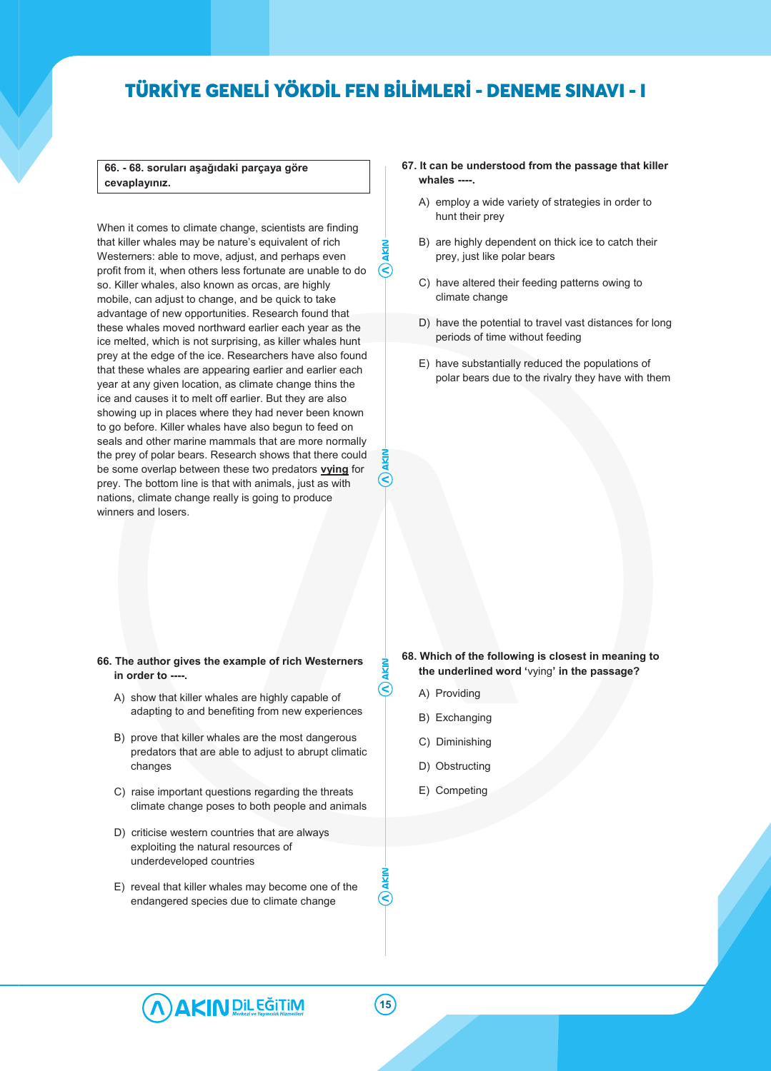**66. - 68. soruları aşağıdaki parçaya göre cevaplayınız.**

When it comes to climate change, scientists are finding that killer whales may be nature's equivalent of rich Westerners: able to move, adjust, and perhaps even profit from it, when others less fortunate are unable to do so. Killer whales, also known as orcas, are highly mobile, can adjust to change, and be quick to take advantage of new opportunities. Research found that these whales moved northward earlier each year as the ice melted, which is not surprising, as killer whales hunt prey at the edge of the ice. Researchers have also found that these whales are appearing earlier and earlier each year at any given location, as climate change thins the ice and causes it to melt off earlier. But they are also showing up in places where they had never been known to go before. Killer whales have also begun to feed on seals and other marine mammals that are more normally the prey of polar bears. Research shows that there could be some overlap between these two predators **vying** for prey. The bottom line is that with animals, just as with nations, climate change really is going to produce winners and losers.

**66. The author gives the example of rich Westerners in order to ----.**

A) show that killer whales are highly capable of adapting to and benefiting from new experiences

B) prove that killer whales are the most dangerous predators that are able to adjust to abrupt climatic changes

C) raise important questions regarding the threats climate change poses to both people and animals

D) criticise western countries that are always exploiting the natural resources of underdeveloped countries

E) reveal that killer whales may become one of the endangered species due to climate change

**67. It can be understood from the passage that killer whales ----.**

A) employ a wide variety of strategies in order to hunt their prey

B) are highly dependent on thick ice to catch their prey, just like polar bears

C) have altered their feeding patterns owing to climate change

D) have the potential to travel vast distances for long periods of time without feeding

E) have substantially reduced the populations of polar bears due to the rivalry they have with them

**68. Which of the following is closest in meaning to the underlined word 'vying' in the passage?**

A) Providing

B) Exchanging

C) Diminishing

D) Obstructing

E) Competing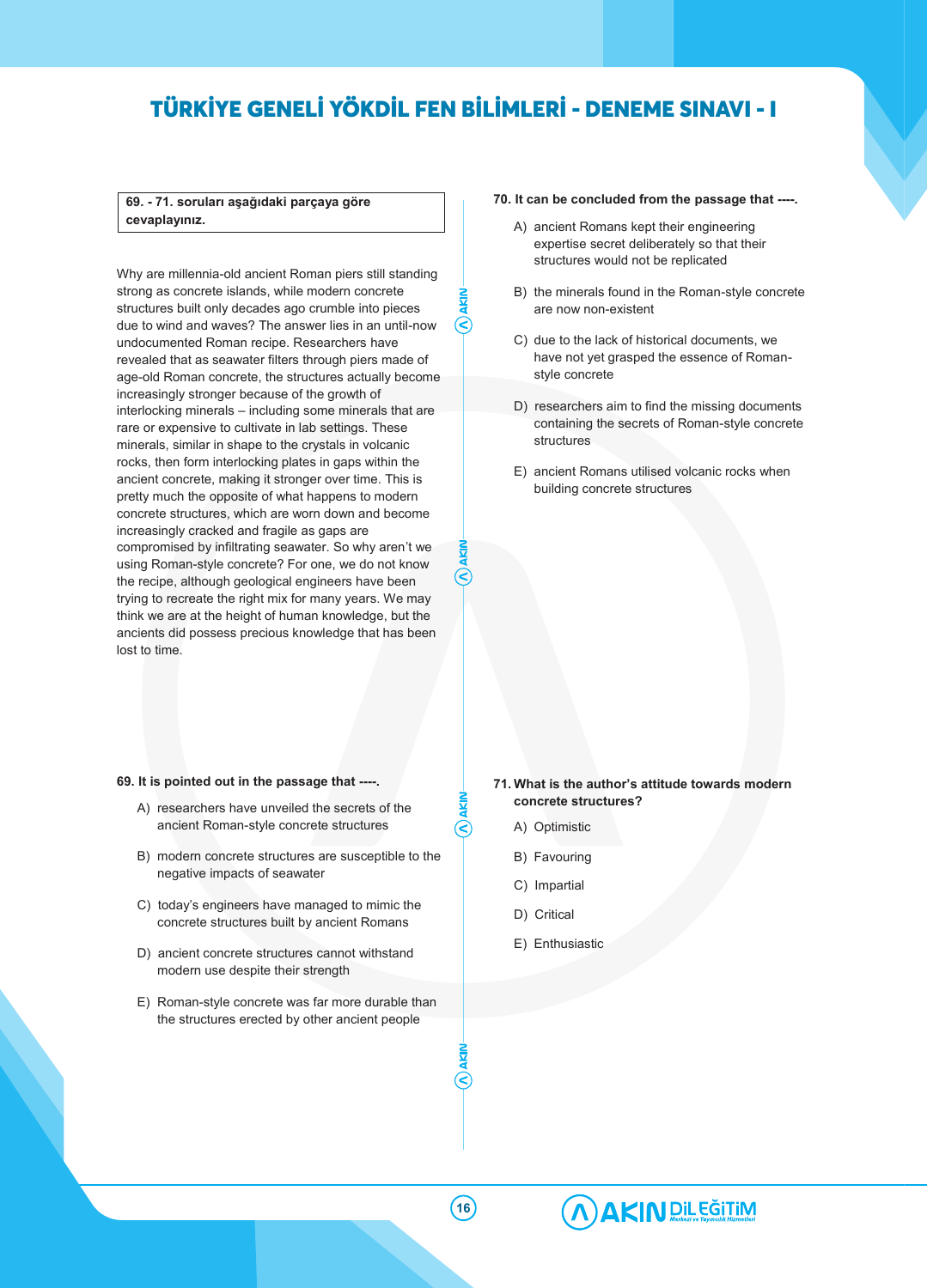**69. - 71. soruları aşağıdaki parçaya göre cevaplayınız.**

Why are millennia-old ancient Roman piers still standing strong as concrete islands, while modern concrete structures built only decades ago crumble into pieces due to wind and waves? The answer lies in an until-now undocumented Roman recipe. Researchers have revealed that as seawater filters through piers made of age-old Roman concrete, the structures actually become increasingly stronger because of the growth of interlocking minerals – including some minerals that are rare or expensive to cultivate in lab settings. These minerals, similar in shape to the crystals in volcanic rocks, then form interlocking plates in gaps within the ancient concrete, making it stronger over time. This is pretty much the opposite of what happens to modern concrete structures, which are worn down and become increasingly cracked and fragile as gaps are compromised by infiltrating seawater. So why aren't we using Roman-style concrete? For one, we do not know the recipe, although geological engineers have been trying to recreate the right mix for many years. We may think we are at the height of human knowledge, but the ancients did possess precious knowledge that has been lost to time.

**69. It is pointed out in the passage that ----.**

A) researchers have unveiled the secrets of the ancient Roman-style concrete structures

B) modern concrete structures are susceptible to the negative impacts of seawater

C) today's engineers have managed to mimic the concrete structures built by ancient Romans

D) ancient concrete structures cannot withstand modern use despite their strength

E) Roman-style concrete was far more durable than the structures erected by other ancient people

**70. It can be concluded from the passage that ----.**

A) ancient Romans kept their engineering expertise secret deliberately so that their structures would not be replicated

B) the minerals found in the Roman-style concrete are now non-existent

C) due to the lack of historical documents, we have not yet grasped the essence of Roman-style concrete

D) researchers aim to find the missing documents containing the secrets of Roman-style concrete structures

E) ancient Romans utilised volcanic rocks when building concrete structures

**71. What is the author's attitude towards modern concrete structures?**

A) Optimistic

B) Favouring

C) Impartial

D) Critical

E) Enthusiastic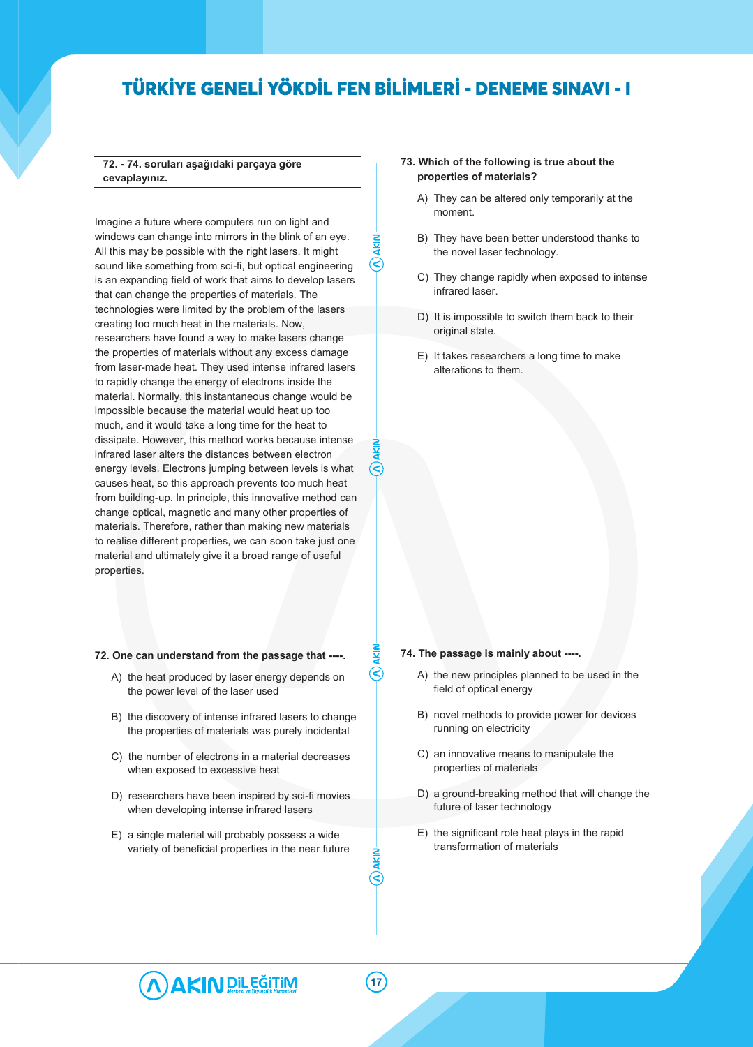**72. - 74. soruları aşağıdaki parçaya göre cevaplayınız.**

Imagine a future where computers run on light and windows can change into mirrors in the blink of an eye. All this may be possible with the right lasers. It might sound like something from sci-fi, but optical engineering is an expanding field of work that aims to develop lasers that can change the properties of materials. The technologies were limited by the problem of the lasers creating too much heat in the materials. Now, researchers have found a way to make lasers change the properties of materials without any excess damage from laser-made heat. They used intense infrared lasers to rapidly change the energy of electrons inside the material. Normally, this instantaneous change would be impossible because the material would heat up too much, and it would take a long time for the heat to dissipate. However, this method works because intense infrared laser alters the distances between electron energy levels. Electrons jumping between levels is what causes heat, so this approach prevents too much heat from building-up. In principle, this innovative method can change optical, magnetic and many other properties of materials. Therefore, rather than making new materials to realise different properties, we can soon take just one material and ultimately give it a broad range of useful properties.

**72. One can understand from the passage that ----.**

A) the heat produced by laser energy depends on the power level of the laser used

B) the discovery of intense infrared lasers to change the properties of materials was purely incidental

C) the number of electrons in a material decreases when exposed to excessive heat

D) researchers have been inspired by sci-fi movies when developing intense infrared lasers

E) a single material will probably possess a wide variety of beneficial properties in the near future

**73. Which of the following is true about the properties of materials?**

A) They can be altered only temporarily at the moment.

B) They have been better understood thanks to the novel laser technology.

C) They change rapidly when exposed to intense infrared laser.

D) It is impossible to switch them back to their original state.

E) It takes researchers a long time to make alterations to them.

**74. The passage is mainly about ----.**

A) the new principles planned to be used in the field of optical energy

B) novel methods to provide power for devices running on electricity

C) an innovative means to manipulate the properties of materials

D) a ground-breaking method that will change the future of laser technology

E) the significant role heat plays in the rapid transformation of materials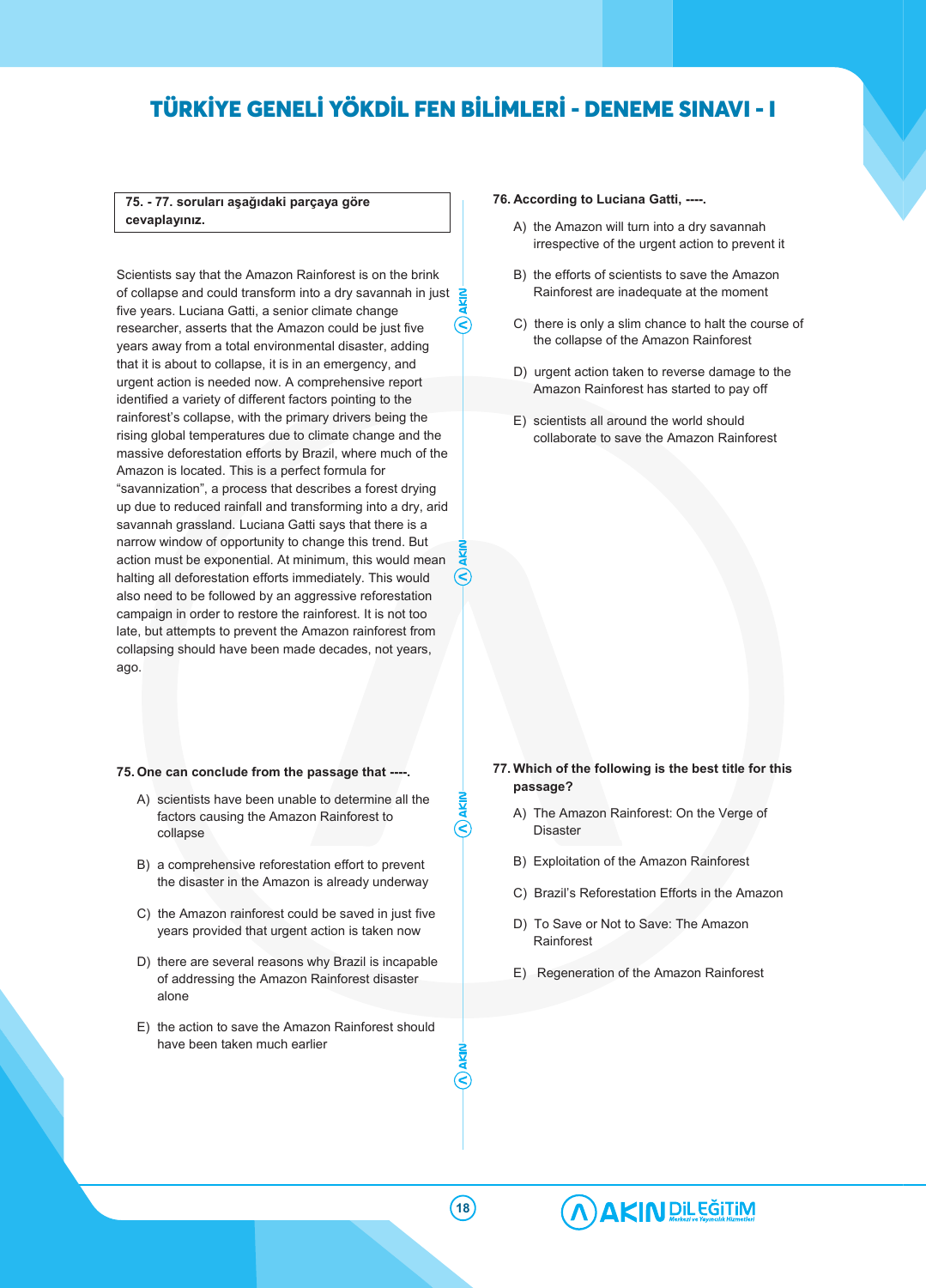**75. - 77. soruları aşağıdaki parçaya göre cevaplayınız.**

Scientists say that the Amazon Rainforest is on the brink of collapse and could transform into a dry savannah in just five years. Luciana Gatti, a senior climate change researcher, asserts that the Amazon could be just five years away from a total environmental disaster, adding that it is about to collapse, it is in an emergency, and urgent action is needed now. A comprehensive report identified a variety of different factors pointing to the rainforest's collapse, with the primary drivers being the rising global temperatures due to climate change and the massive deforestation efforts by Brazil, where much of the Amazon is located. This is a perfect formula for "savannization", a process that describes a forest drying up due to reduced rainfall and transforming into a dry, arid savannah grassland. Luciana Gatti says that there is a narrow window of opportunity to change this trend. But action must be exponential. At minimum, this would mean halting all deforestation efforts immediately. This would also need to be followed by an aggressive reforestation campaign in order to restore the rainforest. It is not too late, but attempts to prevent the Amazon rainforest from collapsing should have been made decades, not years, ago.

**75. One can conclude from the passage that ----.**

A) scientists have been unable to determine all the factors causing the Amazon Rainforest to collapse

B) a comprehensive reforestation effort to prevent the disaster in the Amazon is already underway

C) the Amazon rainforest could be saved in just five years provided that urgent action is taken now

D) there are several reasons why Brazil is incapable of addressing the Amazon Rainforest disaster alone

E) the action to save the Amazon Rainforest should have been taken much earlier

**76. According to Luciana Gatti, ----.**

A) the Amazon will turn into a dry savannah irrespective of the urgent action to prevent it

B) the efforts of scientists to save the Amazon Rainforest are inadequate at the moment

C) there is only a slim chance to halt the course of the collapse of the Amazon Rainforest

D) urgent action taken to reverse damage to the Amazon Rainforest has started to pay off

E) scientists all around the world should collaborate to save the Amazon Rainforest

**77. Which of the following is the best title for this passage?**

A) The Amazon Rainforest: On the Verge of Disaster

B) Exploitation of the Amazon Rainforest

C) Brazil's Reforestation Efforts in the Amazon

D) To Save or Not to Save: The Amazon Rainforest

E) Regeneration of the Amazon Rainforest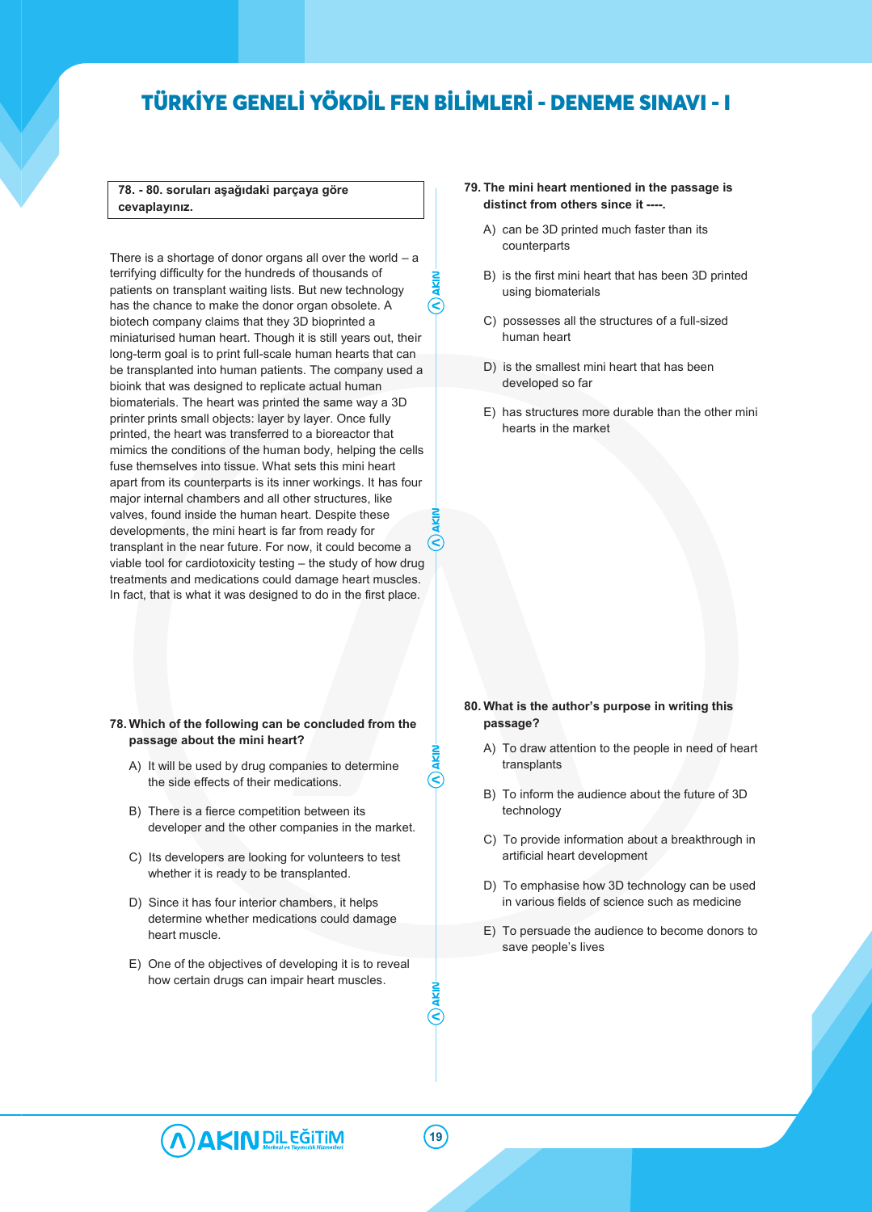**78. - 80. soruları aşağıdaki parçaya göre cevaplayınız.**

There is a shortage of donor organs all over the world – a terrifying difficulty for the hundreds of thousands of patients on transplant waiting lists. But new technology has the chance to make the donor organ obsolete. A biotech company claims that they 3D bioprinted a miniaturised human heart. Though it is still years out, their long-term goal is to print full-scale human hearts that can be transplanted into human patients. The company used a bioink that was designed to replicate actual human biomaterials. The heart was printed the same way a 3D printer prints small objects: layer by layer. Once fully printed, the heart was transferred to a bioreactor that mimics the conditions of the human body, helping the cells fuse themselves into tissue. What sets this mini heart apart from its counterparts is its inner workings. It has four major internal chambers and all other structures, like valves, found inside the human heart. Despite these developments, the mini heart is far from ready for transplant in the near future. For now, it could become a viable tool for cardiotoxicity testing – the study of how drug treatments and medications could damage heart muscles. In fact, that is what it was designed to do in the first place.

**78. Which of the following can be concluded from the passage about the mini heart?**

A) It will be used by drug companies to determine the side effects of their medications.

B) There is a fierce competition between its developer and the other companies in the market.

C) Its developers are looking for volunteers to test whether it is ready to be transplanted.

D) Since it has four interior chambers, it helps determine whether medications could damage heart muscle.

E) One of the objectives of developing it is to reveal how certain drugs can impair heart muscles.

**79. The mini heart mentioned in the passage is distinct from others since it ----.**

A) can be 3D printed much faster than its counterparts

B) is the first mini heart that has been 3D printed using biomaterials

C) possesses all the structures of a full-sized human heart

D) is the smallest mini heart that has been developed so far

E) has structures more durable than the other mini hearts in the market

**80. What is the author's purpose in writing this passage?**

A) To draw attention to the people in need of heart transplants

B) To inform the audience about the future of 3D technology

C) To provide information about a breakthrough in artificial heart development

D) To emphasise how 3D technology can be used in various fields of science such as medicine

E) To persuade the audience to become donors to save people's lives